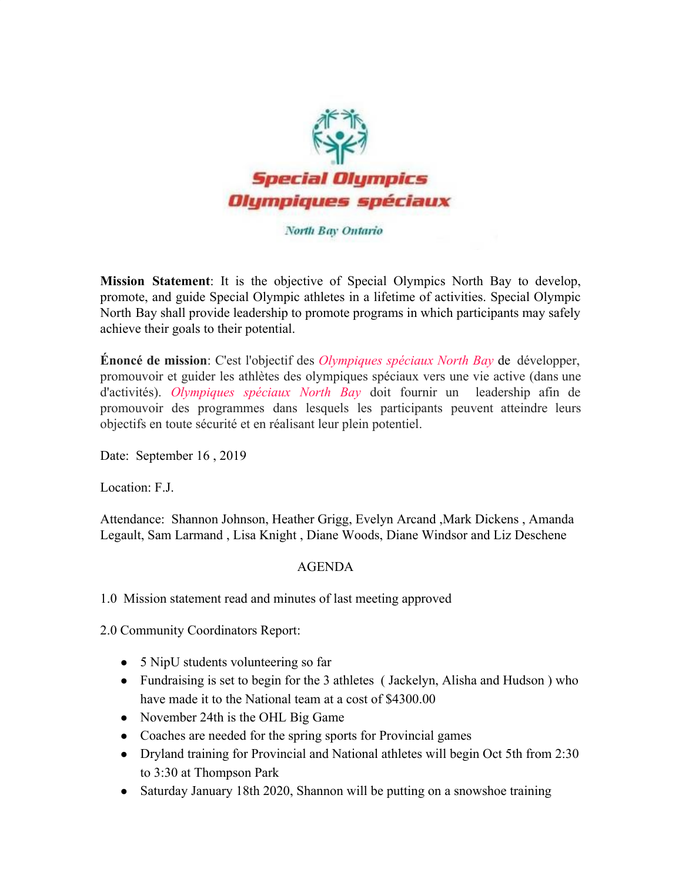**Special Olympics**
**Olympiques spéciaux**

*North Bay Ontario*

**Mission Statement**: It is the objective of Special Olympics North Bay to develop, promote, and guide Special Olympic athletes in a lifetime of activities. Special Olympic North Bay shall provide leadership to promote programs in which participants may safely achieve their goals to their potential.

**Énoncé de mission**: C'est l'objectif des *Olympiques spéciaux North Bay* de développer, promouvoir et guider les athlètes des olympiques spéciaux vers une vie active (dans une d'activités). *Olympiques spéciaux North Bay* doit fournir un leadership afin de promouvoir des programmes dans lesquels les participants peuvent atteindre leurs objectifs en toute sécurité et en réalisant leur plein potentiel.

Date: September 16 , 2019

Location: F.J.

Attendance: Shannon Johnson, Heather Grigg, Evelyn Arcand ,Mark Dickens , Amanda Legault, Sam Larmand , Lisa Knight , Diane Woods, Diane Windsor and Liz Deschene

AGENDA

1.0 Mission statement read and minutes of last meeting approved

2.0 Community Coordinators Report:

- 5 NipU students volunteering so far
- Fundraising is set to begin for the 3 athletes ( Jackelyn, Alisha and Hudson ) who have made it to the National team at a cost of $4300.00
- November 24th is the OHL Big Game
- Coaches are needed for the spring sports for Provincial games
- Dryland training for Provincial and National athletes will begin Oct 5th from 2:30 to 3:30 at Thompson Park
- Saturday January 18th 2020, Shannon will be putting on a snowshoe training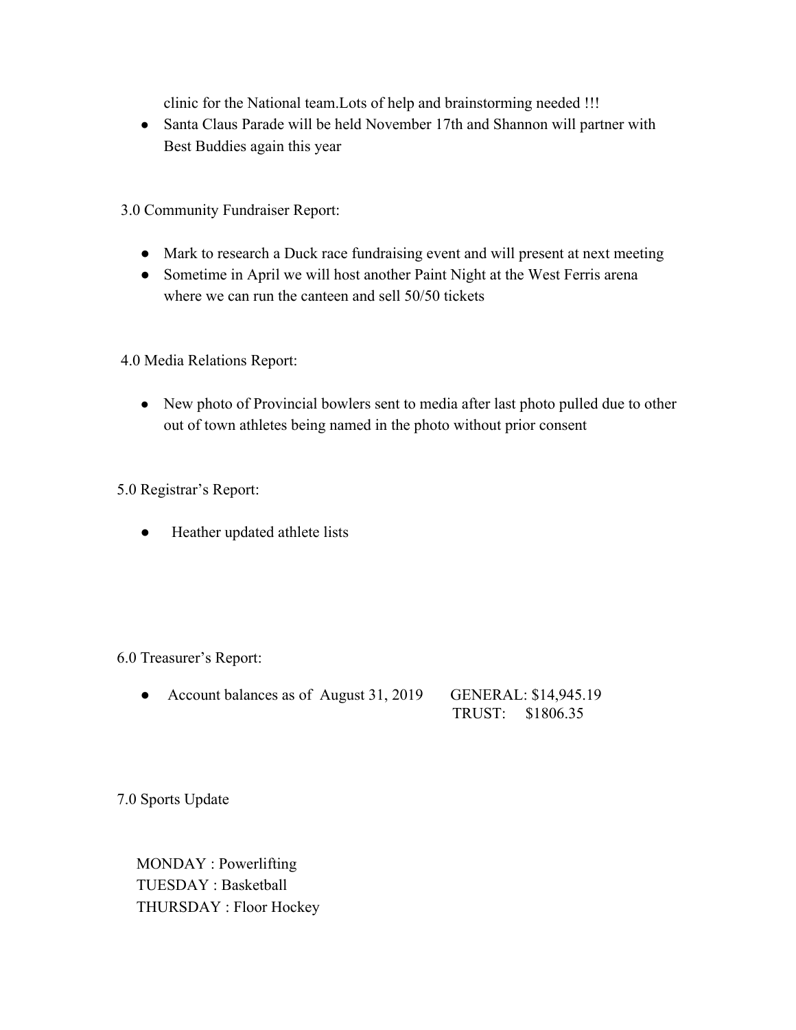clinic for the National team.Lots of help and brainstorming needed !!!

- Santa Claus Parade will be held November 17th and Shannon will partner with Best Buddies again this year

3.0 Community Fundraiser Report:

- Mark to research a Duck race fundraising event and will present at next meeting
- Sometime in April we will host another Paint Night at the West Ferris arena where we can run the canteen and sell 50/50 tickets

4.0 Media Relations Report:

- New photo of Provincial bowlers sent to media after last photo pulled due to other out of town athletes being named in the photo without prior consent

5.0 Registrar's Report:

- Heather updated athlete lists

6.0 Treasurer's Report:

- Account balances as of August 31, 2019 GENERAL: $14,945.19
  TRUST: $1806.35

7.0 Sports Update

MONDAY : Powerlifting
TUESDAY : Basketball
THURSDAY : Floor Hockey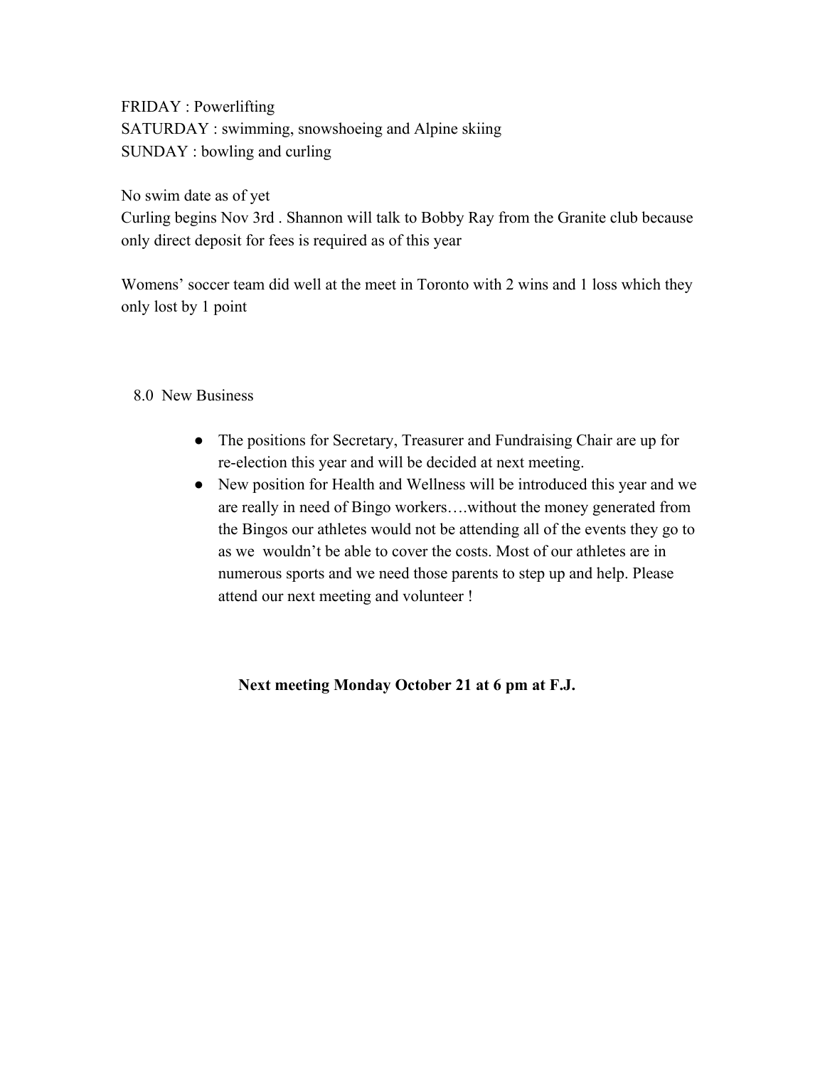FRIDAY : Powerlifting
SATURDAY : swimming, snowshoeing and Alpine skiing
SUNDAY : bowling and curling

No swim date as of yet
Curling begins Nov 3rd . Shannon will talk to Bobby Ray from the Granite club because only direct deposit for fees is required as of this year

Womens' soccer team did well at the meet in Toronto with 2 wins and 1 loss which they only lost by 1 point

## 8.0 New Business

- The positions for Secretary, Treasurer and Fundraising Chair are up for re-election this year and will be decided at next meeting.
- New position for Health and Wellness will be introduced this year and we are really in need of Bingo workers….without the money generated from the Bingos our athletes would not be attending all of the events they go to as we wouldn't be able to cover the costs. Most of our athletes are in numerous sports and we need those parents to step up and help. Please attend our next meeting and volunteer !

**Next meeting Monday October 21 at 6 pm at F.J.**